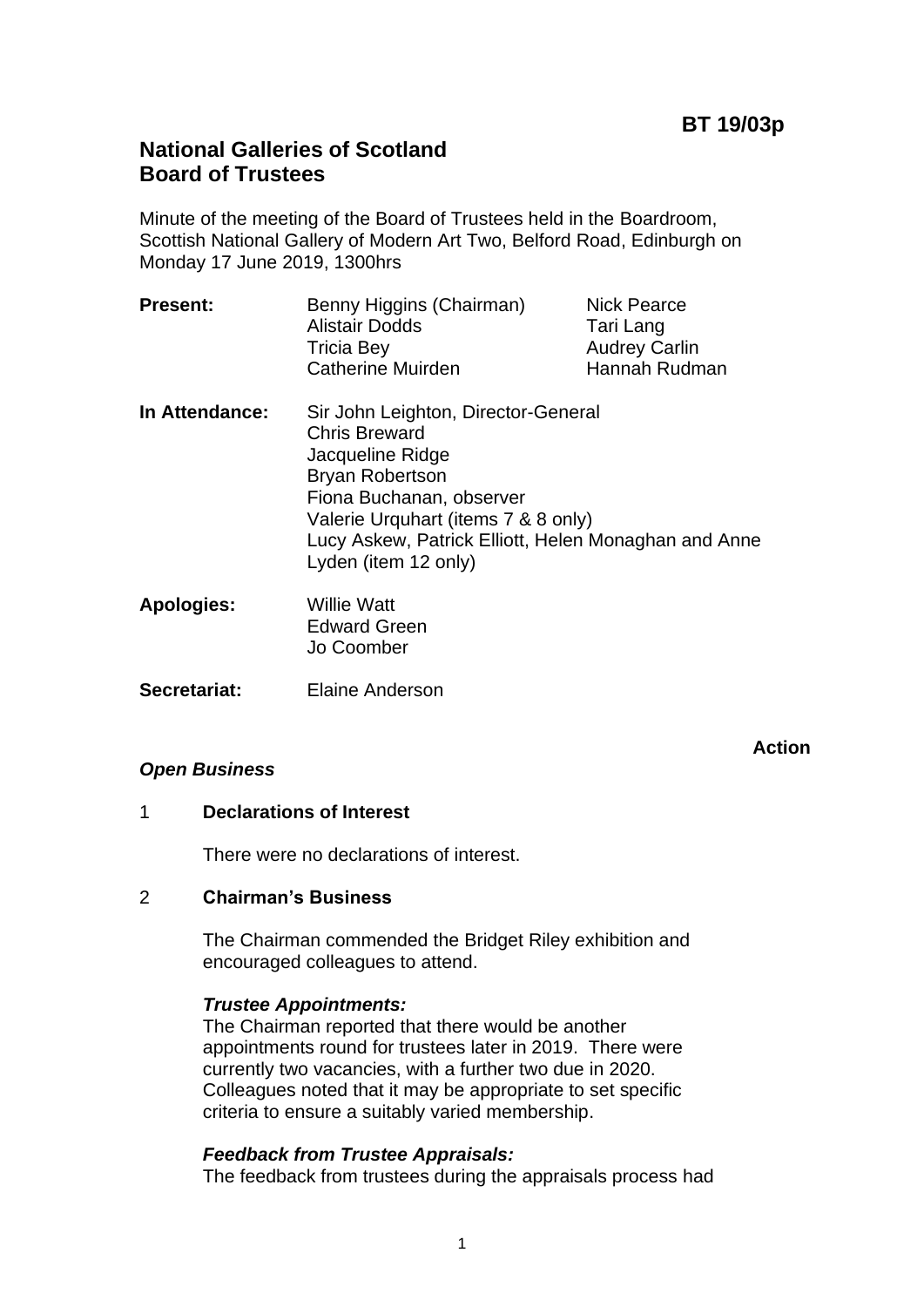**BT 19/03p**

# National Galleries of Scotland
# Board of Trustees

Minute of the meeting of the Board of Trustees held in the Boardroom, Scottish National Gallery of Modern Art Two, Belford Road, Edinburgh on Monday 17 June 2019, 1300hrs

**Present:** Benny Higgins (Chairman), Alistair Dodds, Tricia Bey, Catherine Muirden, Nick Pearce, Tari Lang, Audrey Carlin, Hannah Rudman

**In Attendance:** Sir John Leighton, Director-General
Chris Breward
Jacqueline Ridge
Bryan Robertson
Fiona Buchanan, observer
Valerie Urquhart (items 7 & 8 only)
Lucy Askew, Patrick Elliott, Helen Monaghan and Anne Lyden (item 12 only)

**Apologies:** Willie Watt
Edward Green
Jo Coomber

**Secretariat:** Elaine Anderson

**Action**

***Open Business***

1 **Declarations of Interest**

There were no declarations of interest.

2 **Chairman's Business**

The Chairman commended the Bridget Riley exhibition and encouraged colleagues to attend.

***Trustee Appointments:***
The Chairman reported that there would be another appointments round for trustees later in 2019. There were currently two vacancies, with a further two due in 2020. Colleagues noted that it may be appropriate to set specific criteria to ensure a suitably varied membership.

***Feedback from Trustee Appraisals:***
The feedback from trustees during the appraisals process had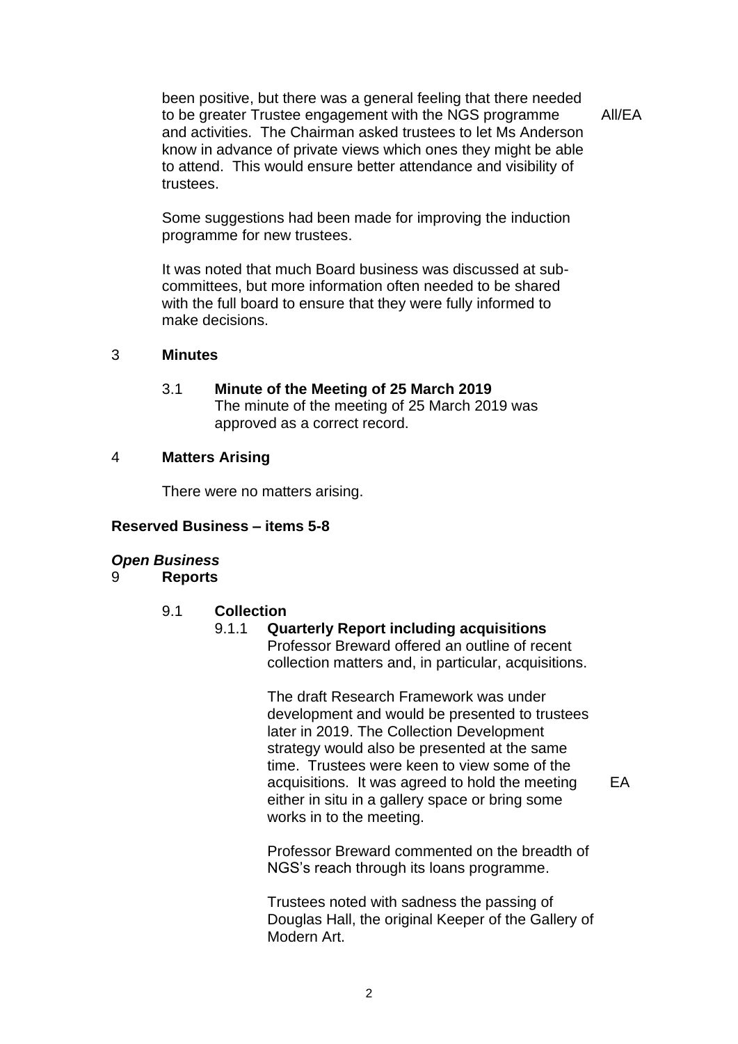been positive, but there was a general feeling that there needed to be greater Trustee engagement with the NGS programme and activities. The Chairman asked trustees to let Ms Anderson know in advance of private views which ones they might be able to attend. This would ensure better attendance and visibility of trustees. All/EA

Some suggestions had been made for improving the induction programme for new trustees.

It was noted that much Board business was discussed at sub-committees, but more information often needed to be shared with the full board to ensure that they were fully informed to make decisions.

## 3 Minutes

### 3.1 Minute of the Meeting of 25 March 2019

The minute of the meeting of 25 March 2019 was approved as a correct record.

## 4 Matters Arising

There were no matters arising.

**Reserved Business – items 5-8**

***Open Business***

## 9 Reports

### 9.1 Collection

#### 9.1.1 Quarterly Report including acquisitions

Professor Breward offered an outline of recent collection matters and, in particular, acquisitions.

The draft Research Framework was under development and would be presented to trustees later in 2019. The Collection Development strategy would also be presented at the same time. Trustees were keen to view some of the acquisitions. It was agreed to hold the meeting either in situ in a gallery space or bring some works in to the meeting. EA

Professor Breward commented on the breadth of NGS's reach through its loans programme.

Trustees noted with sadness the passing of Douglas Hall, the original Keeper of the Gallery of Modern Art.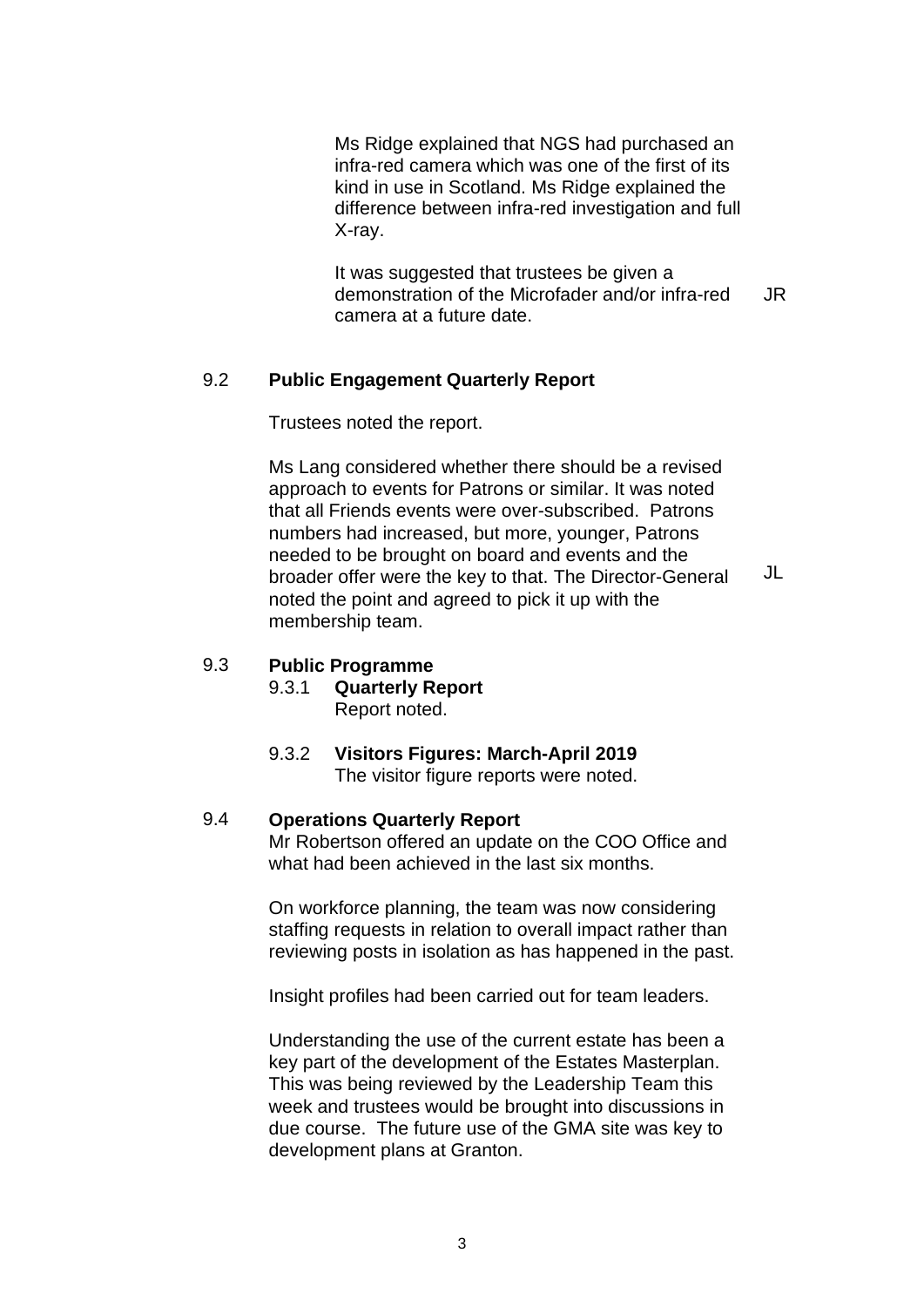Ms Ridge explained that NGS had purchased an infra-red camera which was one of the first of its kind in use in Scotland. Ms Ridge explained the difference between infra-red investigation and full X-ray.

It was suggested that trustees be given a demonstration of the Microfader and/or infra-red camera at a future date. **JR**

### 9.2 Public Engagement Quarterly Report

Trustees noted the report.

Ms Lang considered whether there should be a revised approach to events for Patrons or similar. It was noted that all Friends events were over-subscribed. Patrons numbers had increased, but more, younger, Patrons needed to be brought on board and events and the broader offer were the key to that. The Director-General noted the point and agreed to pick it up with the membership team. **JL**

### 9.3 Public Programme

#### 9.3.1 Quarterly Report

Report noted.

#### 9.3.2 Visitors Figures: March-April 2019

The visitor figure reports were noted.

### 9.4 Operations Quarterly Report

Mr Robertson offered an update on the COO Office and what had been achieved in the last six months.

On workforce planning, the team was now considering staffing requests in relation to overall impact rather than reviewing posts in isolation as has happened in the past.

Insight profiles had been carried out for team leaders.

Understanding the use of the current estate has been a key part of the development of the Estates Masterplan. This was being reviewed by the Leadership Team this week and trustees would be brought into discussions in due course. The future use of the GMA site was key to development plans at Granton.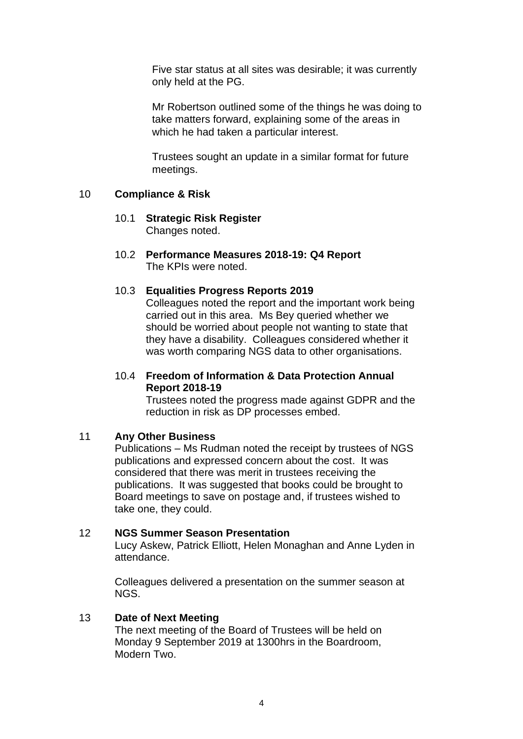Five star status at all sites was desirable; it was currently only held at the PG.

Mr Robertson outlined some of the things he was doing to take matters forward, explaining some of the areas in which he had taken a particular interest.

Trustees sought an update in a similar format for future meetings.

**10 Compliance & Risk**

**10.1 Strategic Risk Register**
Changes noted.

**10.2 Performance Measures 2018-19: Q4 Report**
The KPIs were noted.

**10.3 Equalities Progress Reports 2019**
Colleagues noted the report and the important work being carried out in this area. Ms Bey queried whether we should be worried about people not wanting to state that they have a disability. Colleagues considered whether it was worth comparing NGS data to other organisations.

**10.4 Freedom of Information & Data Protection Annual Report 2018-19**
Trustees noted the progress made against GDPR and the reduction in risk as DP processes embed.

**11 Any Other Business**

Publications – Ms Rudman noted the receipt by trustees of NGS publications and expressed concern about the cost. It was considered that there was merit in trustees receiving the publications. It was suggested that books could be brought to Board meetings to save on postage and, if trustees wished to take one, they could.

**12 NGS Summer Season Presentation**

Lucy Askew, Patrick Elliott, Helen Monaghan and Anne Lyden in attendance.

Colleagues delivered a presentation on the summer season at NGS.

**13 Date of Next Meeting**

The next meeting of the Board of Trustees will be held on Monday 9 September 2019 at 1300hrs in the Boardroom, Modern Two.